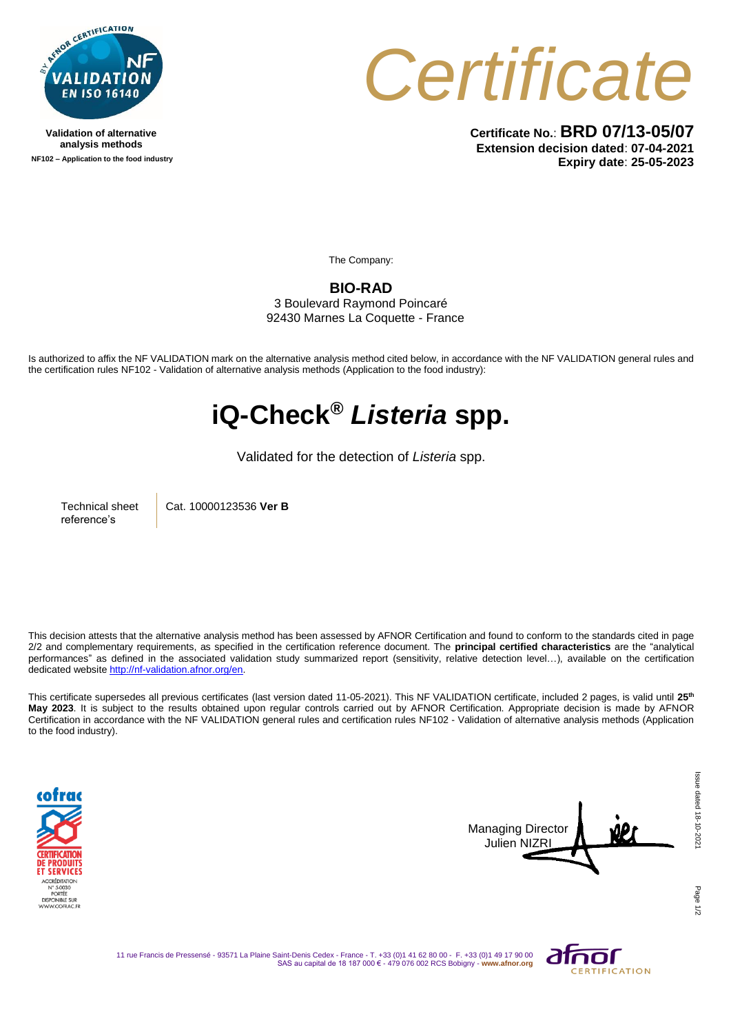Validation of alternative analysis methods
NF102 – Application to the food industry

# Certificate

**Certificate No.**: **BRD 07/13-05/07**
**Extension decision dated**: **07-04-2021**
**Expiry date**: **25-05-2023**

The Company:

**BIO-RAD**
3 Boulevard Raymond Poincaré
92430 Marnes La Coquette - France

Is authorized to affix the NF VALIDATION mark on the alternative analysis method cited below, in accordance with the NF VALIDATION general rules and the certification rules NF102 - Validation of alternative analysis methods (Application to the food industry):

# iQ-Check® *Listeria* spp.

Validated for the detection of *Listeria* spp.

| Technical sheet reference's | Cat. 10000123536 **Ver B** |
|---|---|

This decision attests that the alternative analysis method has been assessed by AFNOR Certification and found to conform to the standards cited in page 2/2 and complementary requirements, as specified in the certification reference document. The **principal certified characteristics** are the "analytical performances" as defined in the associated validation study summarized report (sensitivity, relative detection level…), available on the certification dedicated website http://nf-validation.afnor.org/en.

This certificate supersedes all previous certificates (last version dated 11-05-2021). This NF VALIDATION certificate, included 2 pages, is valid until **25th May 2023**. It is subject to the results obtained upon regular controls carried out by AFNOR Certification. Appropriate decision is made by AFNOR Certification in accordance with the NF VALIDATION general rules and certification rules NF102 - Validation of alternative analysis methods (Application to the food industry).

Managing Director
Julien NIZRI

Issue dated 18-10-2021

11 rue Francis de Pressensé - 93571 La Plaine Saint-Denis Cedex - France - T. +33 (0)1 41 62 80 00 - F. +33 (0)1 49 17 90 00
SAS au capital de 18 187 000 € - 479 076 002 RCS Bobigny - **www.afnor.org**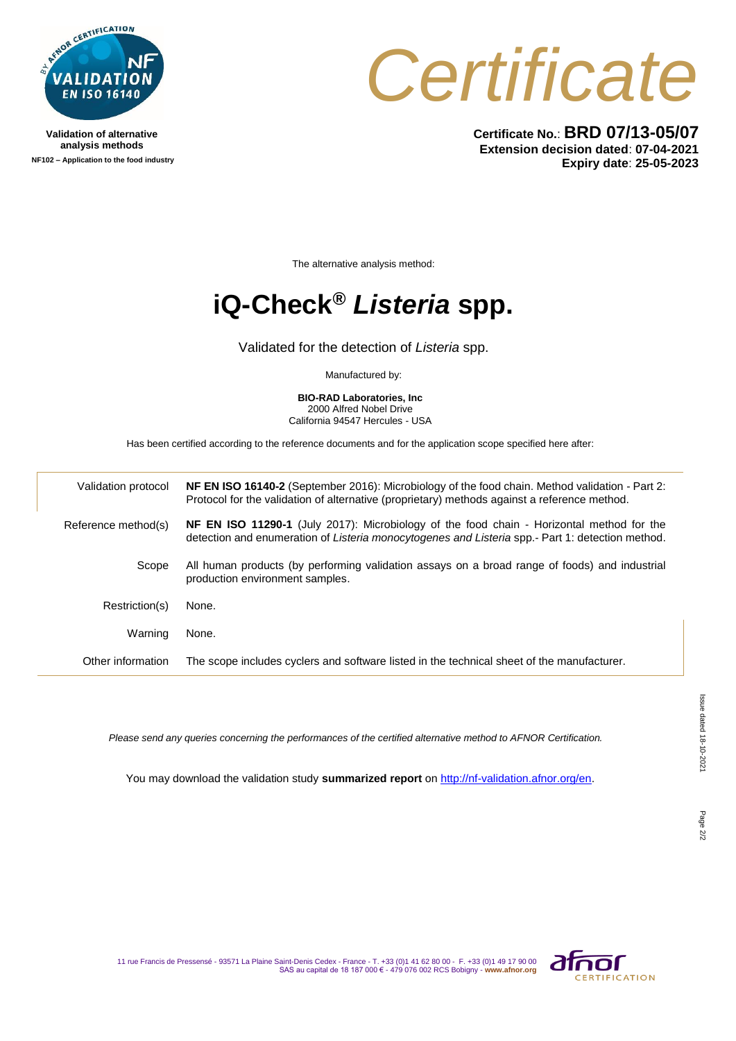Validation of alternative analysis methods

NF102 – Application to the food industry

# Certificate

**Certificate No.**: **BRD 07/13-05/07**
**Extension decision dated**: **07-04-2021**
**Expiry date**: **25-05-2023**

The alternative analysis method:

## iQ-Check® *Listeria* spp.

Validated for the detection of *Listeria* spp.

Manufactured by:

**BIO-RAD Laboratories, Inc**
2000 Alfred Nobel Drive
California 94547 Hercules - USA

Has been certified according to the reference documents and for the application scope specified here after:

| | |
|---|---|
| Validation protocol | **NF EN ISO 16140-2** (September 2016): Microbiology of the food chain. Method validation - Part 2: Protocol for the validation of alternative (proprietary) methods against a reference method. |
| Reference method(s) | **NF EN ISO 11290-1** (July 2017): Microbiology of the food chain - Horizontal method for the detection and enumeration of *Listeria monocytogenes and Listeria* spp.- Part 1: detection method. |
| Scope | All human products (by performing validation assays on a broad range of foods) and industrial production environment samples. |
| Restriction(s) | None. |
| Warning | None. |
| Other information | The scope includes cyclers and software listed in the technical sheet of the manufacturer. |

*Please send any queries concerning the performances of the certified alternative method to AFNOR Certification.*

You may download the validation study **summarized report** on http://nf-validation.afnor.org/en.

Issue dated 18-10-2021

11 rue Francis de Pressensé - 93571 La Plaine Saint-Denis Cedex - France - T. +33 (0)1 41 62 80 00 - F. +33 (0)1 49 17 90 00
SAS au capital de 18 187 000 € - 479 076 002 RCS Bobigny - **www.afnor.org**